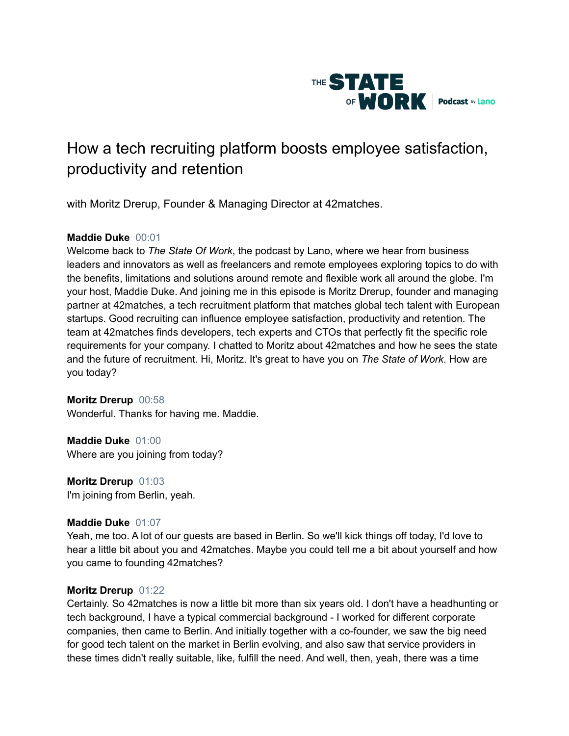THE STATE OF WORK Podcast by lano

# How a tech recruiting platform boosts employee satisfaction, productivity and retention

with Moritz Drerup, Founder & Managing Director at 42matches.

**Maddie Duke** 00:01
Welcome back to *The State Of Work*, the podcast by Lano, where we hear from business leaders and innovators as well as freelancers and remote employees exploring topics to do with the benefits, limitations and solutions around remote and flexible work all around the globe. I'm your host, Maddie Duke. And joining me in this episode is Moritz Drerup, founder and managing partner at 42matches, a tech recruitment platform that matches global tech talent with European startups. Good recruiting can influence employee satisfaction, productivity and retention. The team at 42matches finds developers, tech experts and CTOs that perfectly fit the specific role requirements for your company. I chatted to Moritz about 42matches and how he sees the state and the future of recruitment. Hi, Moritz. It's great to have you on *The State of Work*. How are you today?

**Moritz Drerup** 00:58
Wonderful. Thanks for having me. Maddie.

**Maddie Duke** 01:00
Where are you joining from today?

**Moritz Drerup** 01:03
I'm joining from Berlin, yeah.

**Maddie Duke** 01:07
Yeah, me too. A lot of our guests are based in Berlin. So we'll kick things off today, I'd love to hear a little bit about you and 42matches. Maybe you could tell me a bit about yourself and how you came to founding 42matches?

**Moritz Drerup** 01:22
Certainly. So 42matches is now a little bit more than six years old. I don't have a headhunting or tech background, I have a typical commercial background - I worked for different corporate companies, then came to Berlin. And initially together with a co-founder, we saw the big need for good tech talent on the market in Berlin evolving, and also saw that service providers in these times didn't really suitable, like, fulfill the need. And well, then, yeah, there was a time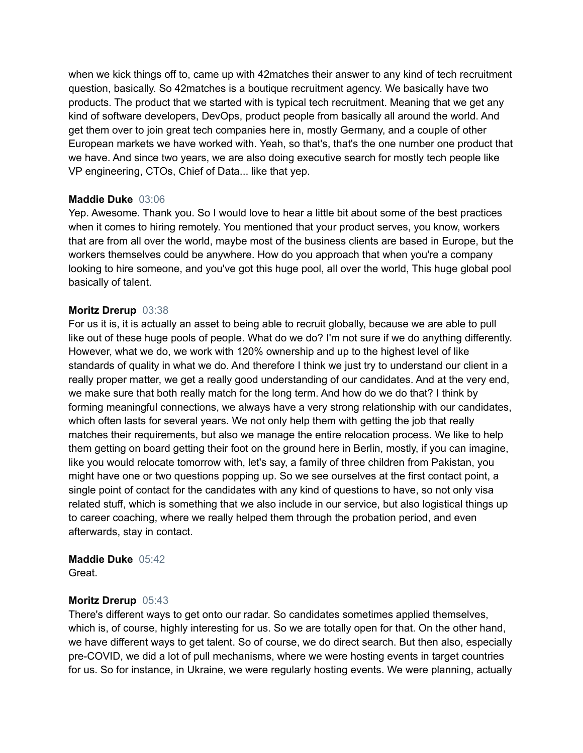when we kick things off to, came up with 42matches their answer to any kind of tech recruitment question, basically. So 42matches is a boutique recruitment agency. We basically have two products. The product that we started with is typical tech recruitment. Meaning that we get any kind of software developers, DevOps, product people from basically all around the world. And get them over to join great tech companies here in, mostly Germany, and a couple of other European markets we have worked with. Yeah, so that's, that's the one number one product that we have. And since two years, we are also doing executive search for mostly tech people like VP engineering, CTOs, Chief of Data... like that yep.

**Maddie Duke** 03:06
Yep. Awesome. Thank you. So I would love to hear a little bit about some of the best practices when it comes to hiring remotely. You mentioned that your product serves, you know, workers that are from all over the world, maybe most of the business clients are based in Europe, but the workers themselves could be anywhere. How do you approach that when you're a company looking to hire someone, and you've got this huge pool, all over the world, This huge global pool basically of talent.

**Moritz Drerup** 03:38
For us it is, it is actually an asset to being able to recruit globally, because we are able to pull like out of these huge pools of people. What do we do? I'm not sure if we do anything differently. However, what we do, we work with 120% ownership and up to the highest level of like standards of quality in what we do. And therefore I think we just try to understand our client in a really proper matter, we get a really good understanding of our candidates. And at the very end, we make sure that both really match for the long term. And how do we do that? I think by forming meaningful connections, we always have a very strong relationship with our candidates, which often lasts for several years. We not only help them with getting the job that really matches their requirements, but also we manage the entire relocation process. We like to help them getting on board getting their foot on the ground here in Berlin, mostly, if you can imagine, like you would relocate tomorrow with, let's say, a family of three children from Pakistan, you might have one or two questions popping up. So we see ourselves at the first contact point, a single point of contact for the candidates with any kind of questions to have, so not only visa related stuff, which is something that we also include in our service, but also logistical things up to career coaching, where we really helped them through the probation period, and even afterwards, stay in contact.

**Maddie Duke** 05:42
Great.

**Moritz Drerup** 05:43
There's different ways to get onto our radar. So candidates sometimes applied themselves, which is, of course, highly interesting for us. So we are totally open for that. On the other hand, we have different ways to get talent. So of course, we do direct search. But then also, especially pre-COVID, we did a lot of pull mechanisms, where we were hosting events in target countries for us. So for instance, in Ukraine, we were regularly hosting events. We were planning, actually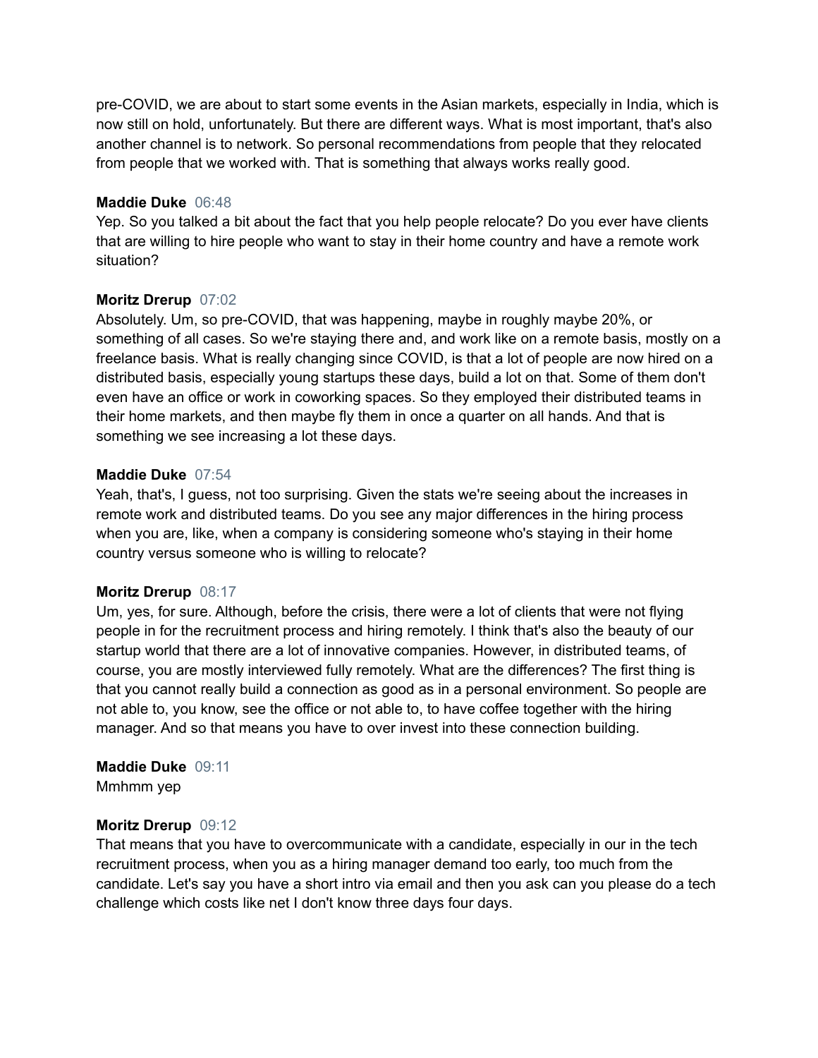pre-COVID, we are about to start some events in the Asian markets, especially in India, which is now still on hold, unfortunately. But there are different ways. What is most important, that's also another channel is to network. So personal recommendations from people that they relocated from people that we worked with. That is something that always works really good.

**Maddie Duke** 06:48
Yep. So you talked a bit about the fact that you help people relocate? Do you ever have clients that are willing to hire people who want to stay in their home country and have a remote work situation?

**Moritz Drerup** 07:02
Absolutely. Um, so pre-COVID, that was happening, maybe in roughly maybe 20%, or something of all cases. So we're staying there and, and work like on a remote basis, mostly on a freelance basis. What is really changing since COVID, is that a lot of people are now hired on a distributed basis, especially young startups these days, build a lot on that. Some of them don't even have an office or work in coworking spaces. So they employed their distributed teams in their home markets, and then maybe fly them in once a quarter on all hands. And that is something we see increasing a lot these days.

**Maddie Duke** 07:54
Yeah, that's, I guess, not too surprising. Given the stats we're seeing about the increases in remote work and distributed teams. Do you see any major differences in the hiring process when you are, like, when a company is considering someone who's staying in their home country versus someone who is willing to relocate?

**Moritz Drerup** 08:17
Um, yes, for sure. Although, before the crisis, there were a lot of clients that were not flying people in for the recruitment process and hiring remotely. I think that's also the beauty of our startup world that there are a lot of innovative companies. However, in distributed teams, of course, you are mostly interviewed fully remotely. What are the differences? The first thing is that you cannot really build a connection as good as in a personal environment. So people are not able to, you know, see the office or not able to, to have coffee together with the hiring manager. And so that means you have to over invest into these connection building.

**Maddie Duke** 09:11
Mmhmm yep

**Moritz Drerup** 09:12
That means that you have to overcommunicate with a candidate, especially in our in the tech recruitment process, when you as a hiring manager demand too early, too much from the candidate. Let's say you have a short intro via email and then you ask can you please do a tech challenge which costs like net I don't know three days four days.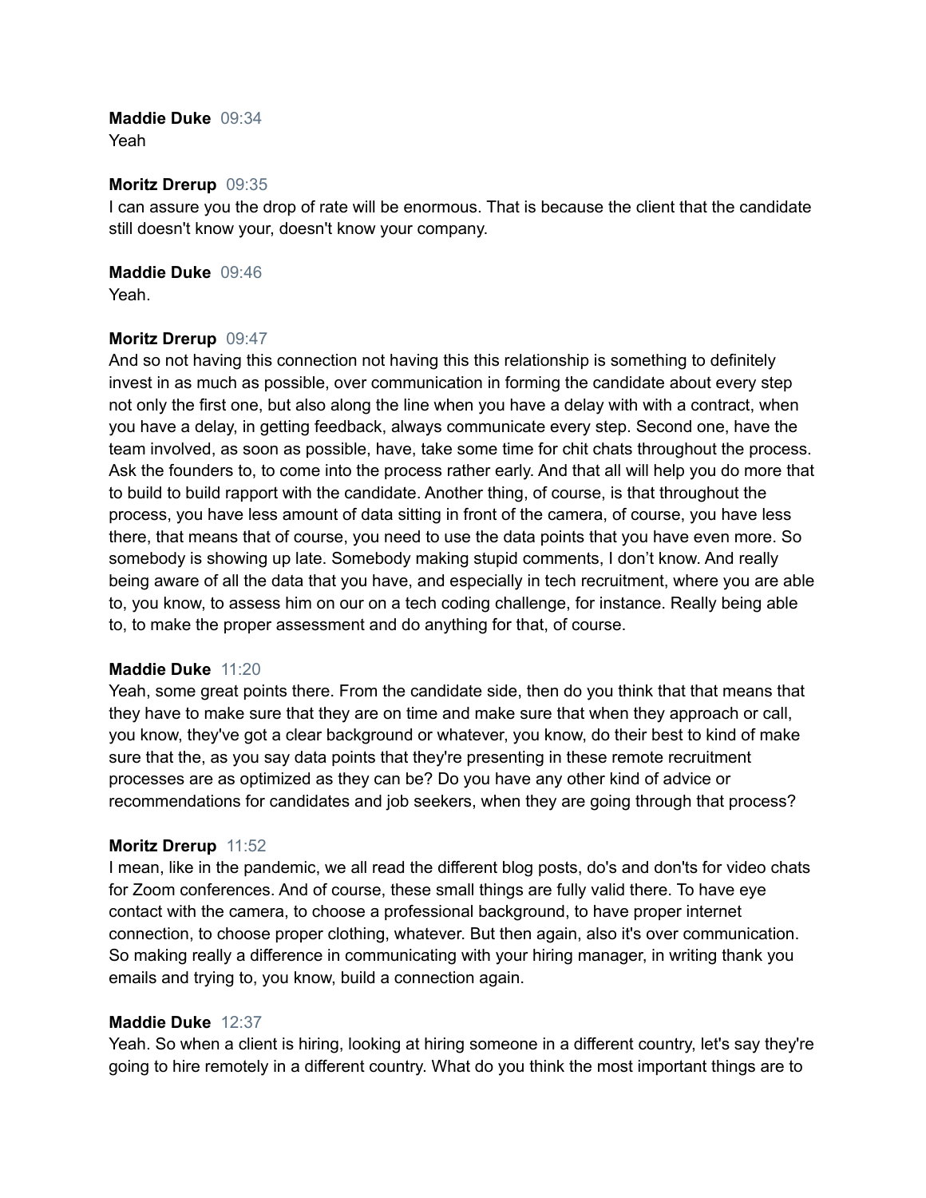**Maddie Duke** 09:34
Yeah

**Moritz Drerup** 09:35
I can assure you the drop of rate will be enormous. That is because the client that the candidate still doesn't know your, doesn't know your company.

**Maddie Duke** 09:46
Yeah.

**Moritz Drerup** 09:47
And so not having this connection not having this this relationship is something to definitely invest in as much as possible, over communication in forming the candidate about every step not only the first one, but also along the line when you have a delay with with a contract, when you have a delay, in getting feedback, always communicate every step. Second one, have the team involved, as soon as possible, have, take some time for chit chats throughout the process. Ask the founders to, to come into the process rather early. And that all will help you do more that to build to build rapport with the candidate. Another thing, of course, is that throughout the process, you have less amount of data sitting in front of the camera, of course, you have less there, that means that of course, you need to use the data points that you have even more. So somebody is showing up late. Somebody making stupid comments, I don't know. And really being aware of all the data that you have, and especially in tech recruitment, where you are able to, you know, to assess him on our on a tech coding challenge, for instance. Really being able to, to make the proper assessment and do anything for that, of course.

**Maddie Duke** 11:20
Yeah, some great points there. From the candidate side, then do you think that that means that they have to make sure that they are on time and make sure that when they approach or call, you know, they've got a clear background or whatever, you know, do their best to kind of make sure that the, as you say data points that they're presenting in these remote recruitment processes are as optimized as they can be? Do you have any other kind of advice or recommendations for candidates and job seekers, when they are going through that process?

**Moritz Drerup** 11:52
I mean, like in the pandemic, we all read the different blog posts, do's and don'ts for video chats for Zoom conferences. And of course, these small things are fully valid there. To have eye contact with the camera, to choose a professional background, to have proper internet connection, to choose proper clothing, whatever. But then again, also it's over communication. So making really a difference in communicating with your hiring manager, in writing thank you emails and trying to, you know, build a connection again.

**Maddie Duke** 12:37
Yeah. So when a client is hiring, looking at hiring someone in a different country, let's say they're going to hire remotely in a different country. What do you think the most important things are to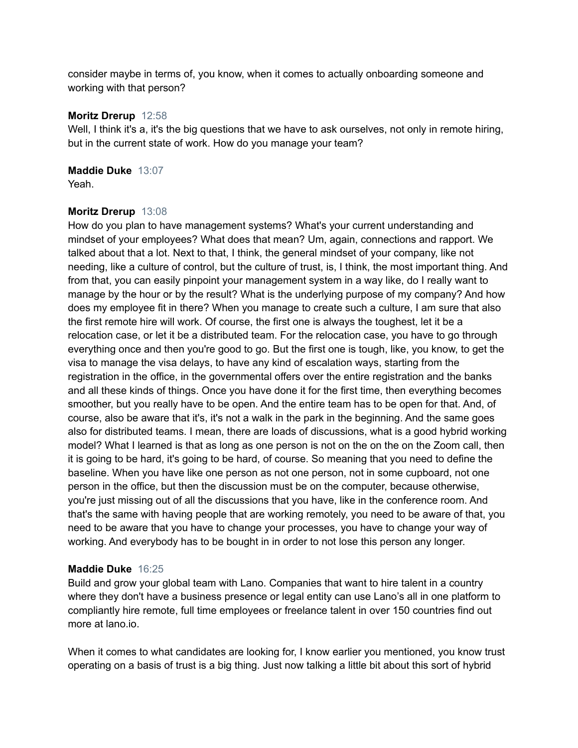consider maybe in terms of, you know, when it comes to actually onboarding someone and working with that person?

**Moritz Drerup** 12:58
Well, I think it's a, it's the big questions that we have to ask ourselves, not only in remote hiring, but in the current state of work. How do you manage your team?

**Maddie Duke** 13:07
Yeah.

**Moritz Drerup** 13:08
How do you plan to have management systems? What's your current understanding and mindset of your employees? What does that mean? Um, again, connections and rapport. We talked about that a lot. Next to that, I think, the general mindset of your company, like not needing, like a culture of control, but the culture of trust, is, I think, the most important thing. And from that, you can easily pinpoint your management system in a way like, do I really want to manage by the hour or by the result? What is the underlying purpose of my company? And how does my employee fit in there? When you manage to create such a culture, I am sure that also the first remote hire will work. Of course, the first one is always the toughest, let it be a relocation case, or let it be a distributed team. For the relocation case, you have to go through everything once and then you're good to go. But the first one is tough, like, you know, to get the visa to manage the visa delays, to have any kind of escalation ways, starting from the registration in the office, in the governmental offers over the entire registration and the banks and all these kinds of things. Once you have done it for the first time, then everything becomes smoother, but you really have to be open. And the entire team has to be open for that. And, of course, also be aware that it's, it's not a walk in the park in the beginning. And the same goes also for distributed teams. I mean, there are loads of discussions, what is a good hybrid working model? What I learned is that as long as one person is not on the on the on the Zoom call, then it is going to be hard, it's going to be hard, of course. So meaning that you need to define the baseline. When you have like one person as not one person, not in some cupboard, not one person in the office, but then the discussion must be on the computer, because otherwise, you're just missing out of all the discussions that you have, like in the conference room. And that's the same with having people that are working remotely, you need to be aware of that, you need to be aware that you have to change your processes, you have to change your way of working. And everybody has to be bought in in order to not lose this person any longer.

**Maddie Duke** 16:25
Build and grow your global team with Lano. Companies that want to hire talent in a country where they don't have a business presence or legal entity can use Lano's all in one platform to compliantly hire remote, full time employees or freelance talent in over 150 countries find out more at lano.io.

When it comes to what candidates are looking for, I know earlier you mentioned, you know trust operating on a basis of trust is a big thing. Just now talking a little bit about this sort of hybrid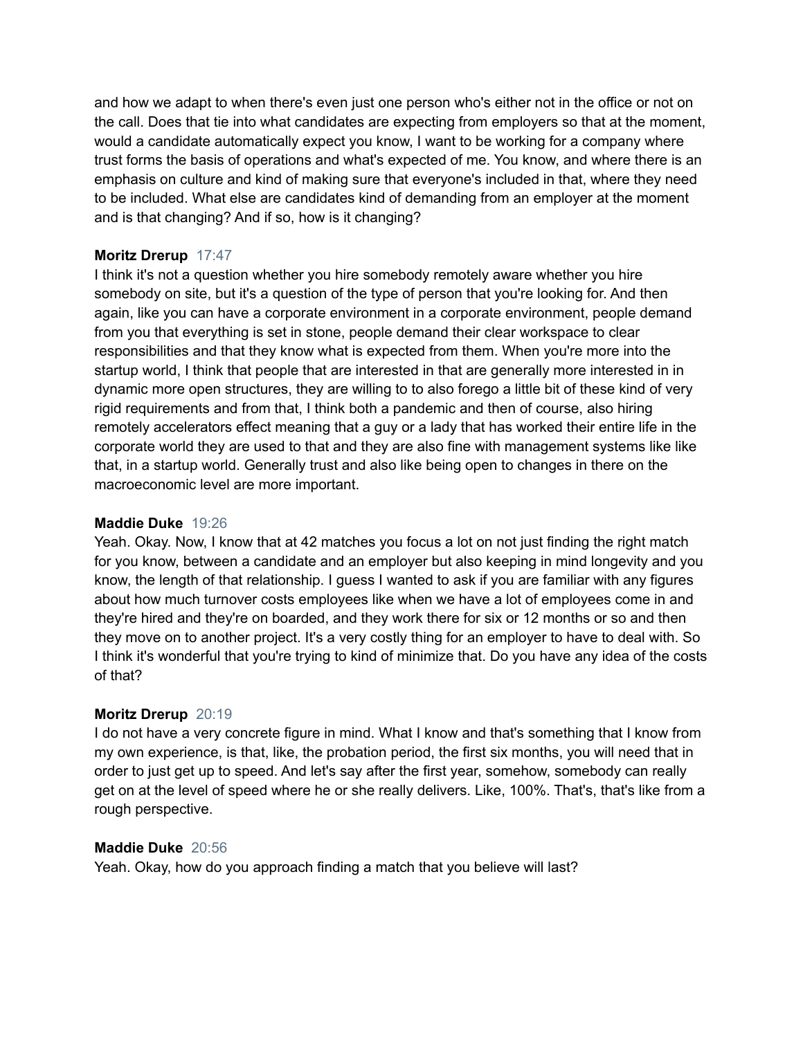and how we adapt to when there's even just one person who's either not in the office or not on the call. Does that tie into what candidates are expecting from employers so that at the moment, would a candidate automatically expect you know, I want to be working for a company where trust forms the basis of operations and what's expected of me. You know, and where there is an emphasis on culture and kind of making sure that everyone's included in that, where they need to be included. What else are candidates kind of demanding from an employer at the moment and is that changing? And if so, how is it changing?

**Moritz Drerup** 17:47
I think it's not a question whether you hire somebody remotely aware whether you hire somebody on site, but it's a question of the type of person that you're looking for. And then again, like you can have a corporate environment in a corporate environment, people demand from you that everything is set in stone, people demand their clear workspace to clear responsibilities and that they know what is expected from them. When you're more into the startup world, I think that people that are interested in that are generally more interested in in dynamic more open structures, they are willing to to also forego a little bit of these kind of very rigid requirements and from that, I think both a pandemic and then of course, also hiring remotely accelerators effect meaning that a guy or a lady that has worked their entire life in the corporate world they are used to that and they are also fine with management systems like like that, in a startup world. Generally trust and also like being open to changes in there on the macroeconomic level are more important.

**Maddie Duke** 19:26
Yeah. Okay. Now, I know that at 42 matches you focus a lot on not just finding the right match for you know, between a candidate and an employer but also keeping in mind longevity and you know, the length of that relationship. I guess I wanted to ask if you are familiar with any figures about how much turnover costs employees like when we have a lot of employees come in and they're hired and they're on boarded, and they work there for six or 12 months or so and then they move on to another project. It's a very costly thing for an employer to have to deal with. So I think it's wonderful that you're trying to kind of minimize that. Do you have any idea of the costs of that?

**Moritz Drerup** 20:19
I do not have a very concrete figure in mind. What I know and that's something that I know from my own experience, is that, like, the probation period, the first six months, you will need that in order to just get up to speed. And let's say after the first year, somehow, somebody can really get on at the level of speed where he or she really delivers. Like, 100%. That's, that's like from a rough perspective.

**Maddie Duke** 20:56
Yeah. Okay, how do you approach finding a match that you believe will last?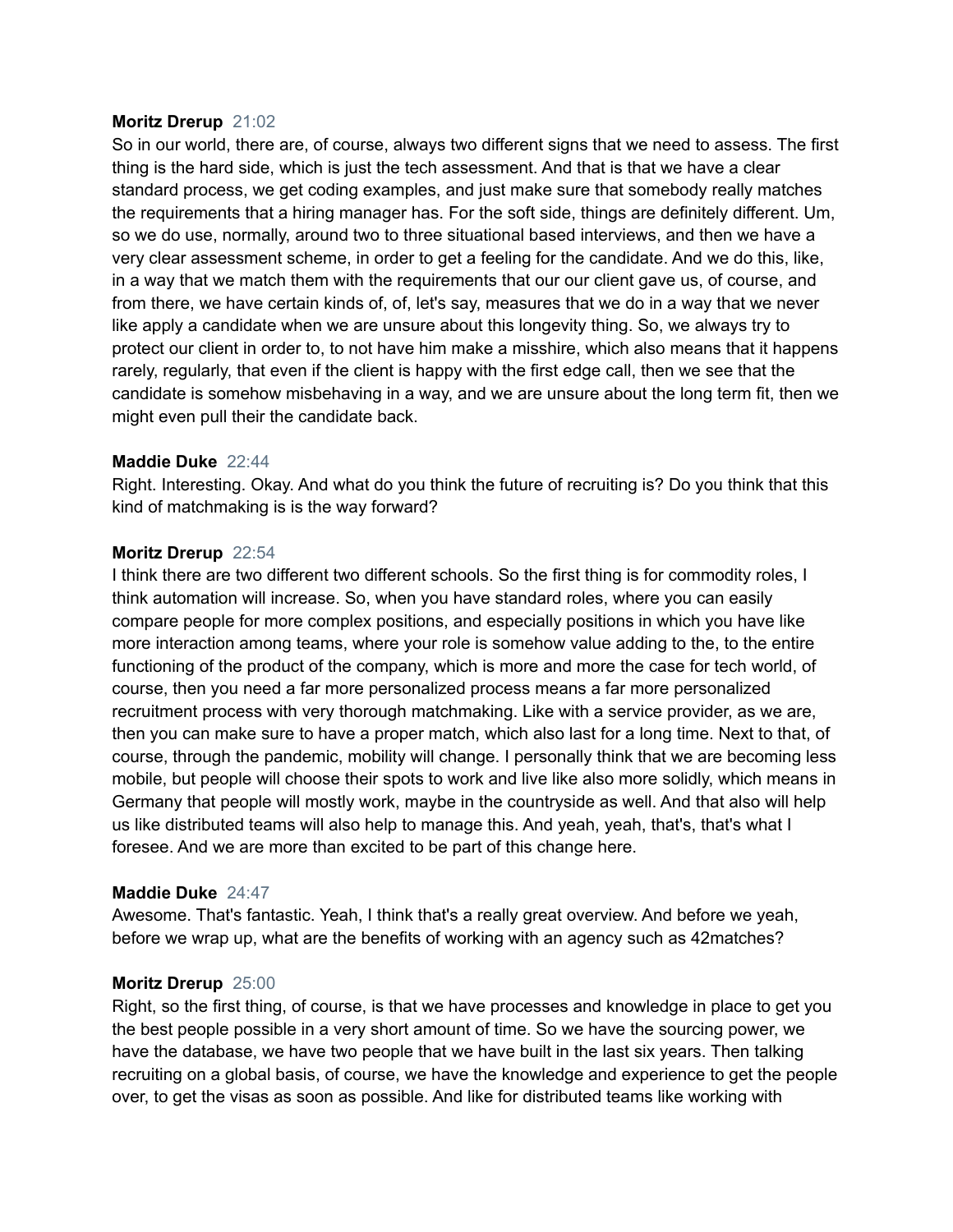**Moritz Drerup** 21:02

So in our world, there are, of course, always two different signs that we need to assess. The first thing is the hard side, which is just the tech assessment. And that is that we have a clear standard process, we get coding examples, and just make sure that somebody really matches the requirements that a hiring manager has. For the soft side, things are definitely different. Um, so we do use, normally, around two to three situational based interviews, and then we have a very clear assessment scheme, in order to get a feeling for the candidate. And we do this, like, in a way that we match them with the requirements that our our client gave us, of course, and from there, we have certain kinds of, of, let's say, measures that we do in a way that we never like apply a candidate when we are unsure about this longevity thing. So, we always try to protect our client in order to, to not have him make a misshire, which also means that it happens rarely, regularly, that even if the client is happy with the first edge call, then we see that the candidate is somehow misbehaving in a way, and we are unsure about the long term fit, then we might even pull their the candidate back.

**Maddie Duke** 22:44

Right. Interesting. Okay. And what do you think the future of recruiting is? Do you think that this kind of matchmaking is is the way forward?

**Moritz Drerup** 22:54

I think there are two different two different schools. So the first thing is for commodity roles, I think automation will increase. So, when you have standard roles, where you can easily compare people for more complex positions, and especially positions in which you have like more interaction among teams, where your role is somehow value adding to the, to the entire functioning of the product of the company, which is more and more the case for tech world, of course, then you need a far more personalized process means a far more personalized recruitment process with very thorough matchmaking. Like with a service provider, as we are, then you can make sure to have a proper match, which also last for a long time. Next to that, of course, through the pandemic, mobility will change. I personally think that we are becoming less mobile, but people will choose their spots to work and live like also more solidly, which means in Germany that people will mostly work, maybe in the countryside as well. And that also will help us like distributed teams will also help to manage this. And yeah, yeah, that's, that's what I foresee. And we are more than excited to be part of this change here.

**Maddie Duke** 24:47

Awesome. That's fantastic. Yeah, I think that's a really great overview. And before we yeah, before we wrap up, what are the benefits of working with an agency such as 42matches?

**Moritz Drerup** 25:00

Right, so the first thing, of course, is that we have processes and knowledge in place to get you the best people possible in a very short amount of time. So we have the sourcing power, we have the database, we have two people that we have built in the last six years. Then talking recruiting on a global basis, of course, we have the knowledge and experience to get the people over, to get the visas as soon as possible. And like for distributed teams like working with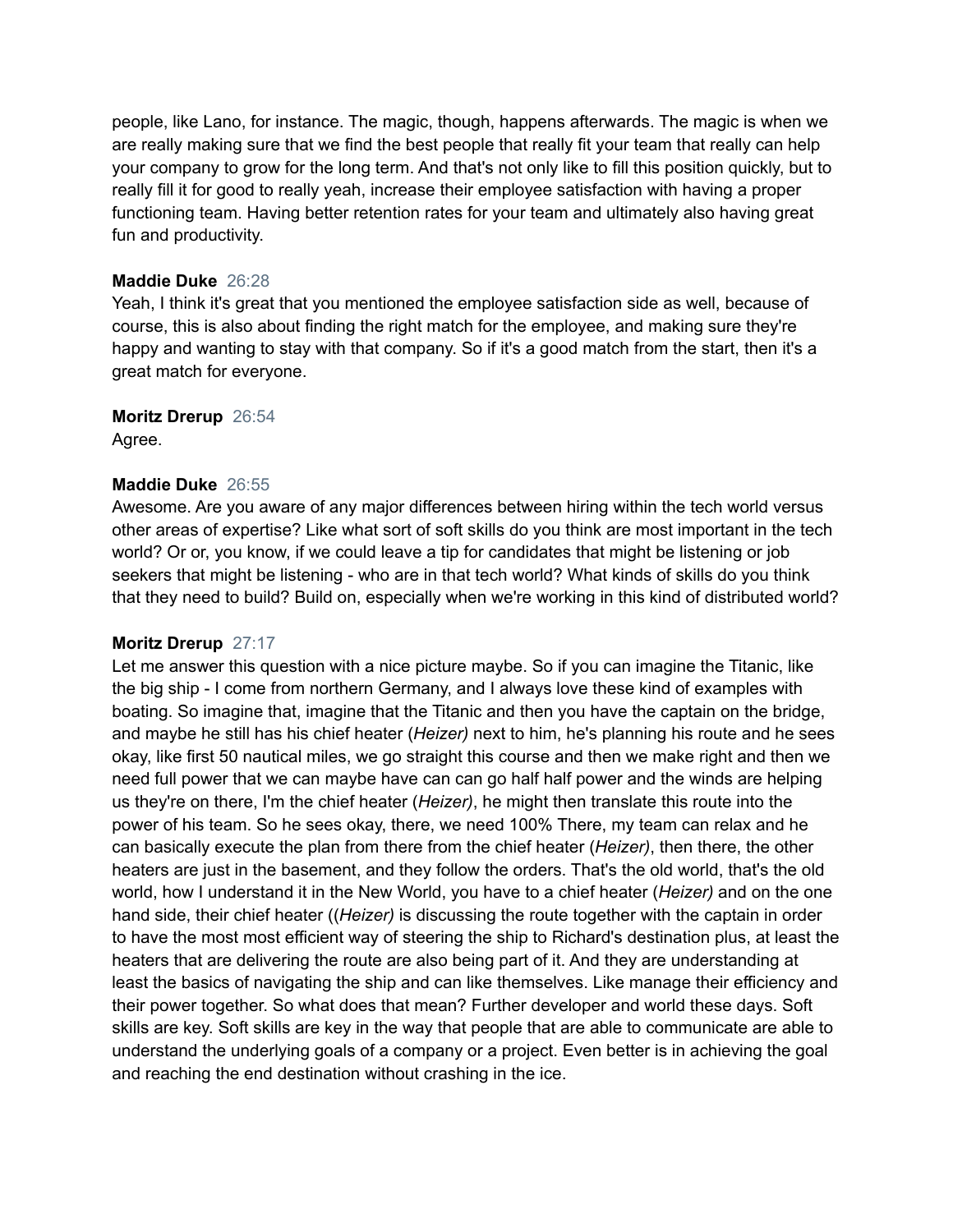people, like Lano, for instance. The magic, though, happens afterwards. The magic is when we are really making sure that we find the best people that really fit your team that really can help your company to grow for the long term. And that's not only like to fill this position quickly, but to really fill it for good to really yeah, increase their employee satisfaction with having a proper functioning team. Having better retention rates for your team and ultimately also having great fun and productivity.

**Maddie Duke** 26:28
Yeah, I think it's great that you mentioned the employee satisfaction side as well, because of course, this is also about finding the right match for the employee, and making sure they're happy and wanting to stay with that company. So if it's a good match from the start, then it's a great match for everyone.

**Moritz Drerup** 26:54
Agree.

**Maddie Duke** 26:55
Awesome. Are you aware of any major differences between hiring within the tech world versus other areas of expertise? Like what sort of soft skills do you think are most important in the tech world? Or or, you know, if we could leave a tip for candidates that might be listening or job seekers that might be listening - who are in that tech world? What kinds of skills do you think that they need to build? Build on, especially when we're working in this kind of distributed world?

**Moritz Drerup** 27:17
Let me answer this question with a nice picture maybe. So if you can imagine the Titanic, like the big ship - I come from northern Germany, and I always love these kind of examples with boating. So imagine that, imagine that the Titanic and then you have the captain on the bridge, and maybe he still has his chief heater (*Heizer)* next to him, he's planning his route and he sees okay, like first 50 nautical miles, we go straight this course and then we make right and then we need full power that we can maybe have can can go half half power and the winds are helping us they're on there, I'm the chief heater (*Heizer)*, he might then translate this route into the power of his team. So he sees okay, there, we need 100% There, my team can relax and he can basically execute the plan from there from the chief heater (*Heizer)*, then there, the other heaters are just in the basement, and they follow the orders. That's the old world, that's the old world, how I understand it in the New World, you have to a chief heater (*Heizer)* and on the one hand side, their chief heater ((*Heizer)* is discussing the route together with the captain in order to have the most most efficient way of steering the ship to Richard's destination plus, at least the heaters that are delivering the route are also being part of it. And they are understanding at least the basics of navigating the ship and can like themselves. Like manage their efficiency and their power together. So what does that mean? Further developer and world these days. Soft skills are key. Soft skills are key in the way that people that are able to communicate are able to understand the underlying goals of a company or a project. Even better is in achieving the goal and reaching the end destination without crashing in the ice.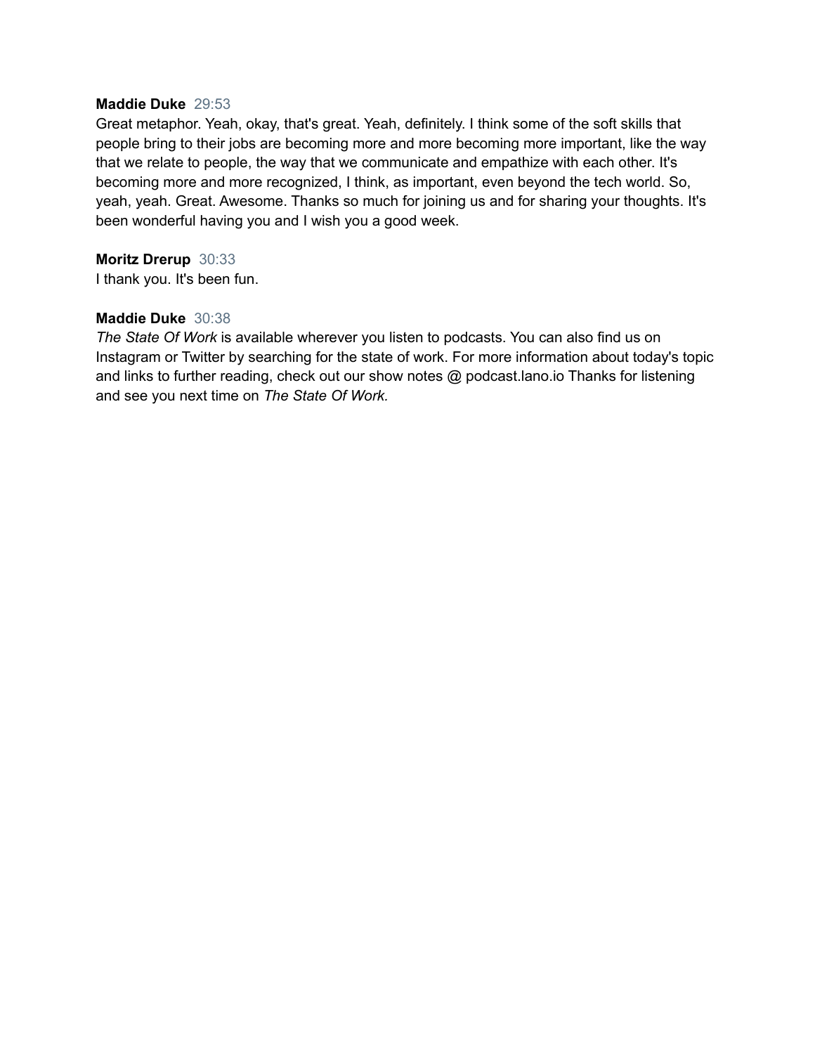**Maddie Duke** 29:53
Great metaphor. Yeah, okay, that's great. Yeah, definitely. I think some of the soft skills that people bring to their jobs are becoming more and more becoming more important, like the way that we relate to people, the way that we communicate and empathize with each other. It's becoming more and more recognized, I think, as important, even beyond the tech world. So, yeah, yeah. Great. Awesome. Thanks so much for joining us and for sharing your thoughts. It's been wonderful having you and I wish you a good week.

**Moritz Drerup** 30:33
I thank you. It's been fun.

**Maddie Duke** 30:38
*The State Of Work* is available wherever you listen to podcasts. You can also find us on Instagram or Twitter by searching for the state of work. For more information about today's topic and links to further reading, check out our show notes @ podcast.lano.io Thanks for listening and see you next time on *The State Of Work.*